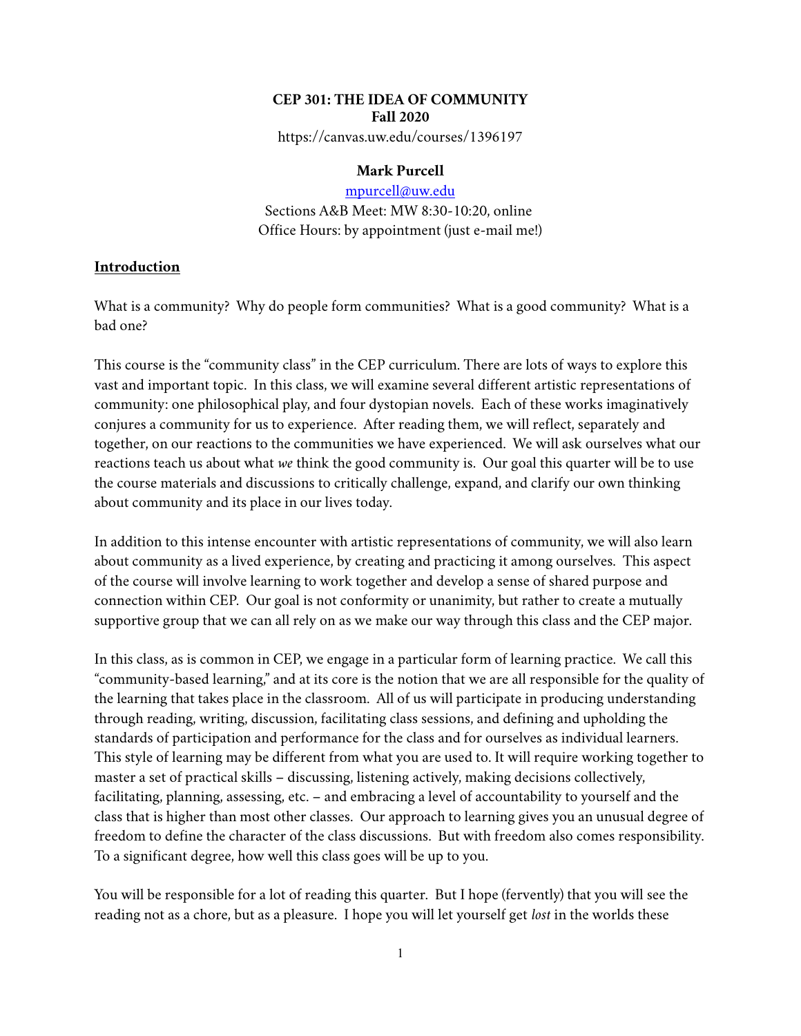**CEP 301: THE IDEA OF COMMUNITY**
**Fall 2020**

https://canvas.uw.edu/courses/1396197

**Mark Purcell**

[mpurcell@uw.edu](mailto:mpurcell@uw.edu)

Sections A&B Meet: MW 8:30-10:20, online

Office Hours: by appointment (just e-mail me!)

## Introduction

What is a community? Why do people form communities? What is a good community? What is a bad one?

This course is the "community class" in the CEP curriculum. There are lots of ways to explore this vast and important topic. In this class, we will examine several different artistic representations of community: one philosophical play, and four dystopian novels. Each of these works imaginatively conjures a community for us to experience. After reading them, we will reflect, separately and together, on our reactions to the communities we have experienced. We will ask ourselves what our reactions teach us about what *we* think the good community is. Our goal this quarter will be to use the course materials and discussions to critically challenge, expand, and clarify our own thinking about community and its place in our lives today.

In addition to this intense encounter with artistic representations of community, we will also learn about community as a lived experience, by creating and practicing it among ourselves. This aspect of the course will involve learning to work together and develop a sense of shared purpose and connection within CEP. Our goal is not conformity or unanimity, but rather to create a mutually supportive group that we can all rely on as we make our way through this class and the CEP major.

In this class, as is common in CEP, we engage in a particular form of learning practice. We call this "community-based learning," and at its core is the notion that we are all responsible for the quality of the learning that takes place in the classroom. All of us will participate in producing understanding through reading, writing, discussion, facilitating class sessions, and defining and upholding the standards of participation and performance for the class and for ourselves as individual learners. This style of learning may be different from what you are used to. It will require working together to master a set of practical skills – discussing, listening actively, making decisions collectively, facilitating, planning, assessing, etc. – and embracing a level of accountability to yourself and the class that is higher than most other classes. Our approach to learning gives you an unusual degree of freedom to define the character of the class discussions. But with freedom also comes responsibility. To a significant degree, how well this class goes will be up to you.

You will be responsible for a lot of reading this quarter. But I hope (fervently) that you will see the reading not as a chore, but as a pleasure. I hope you will let yourself get *lost* in the worlds these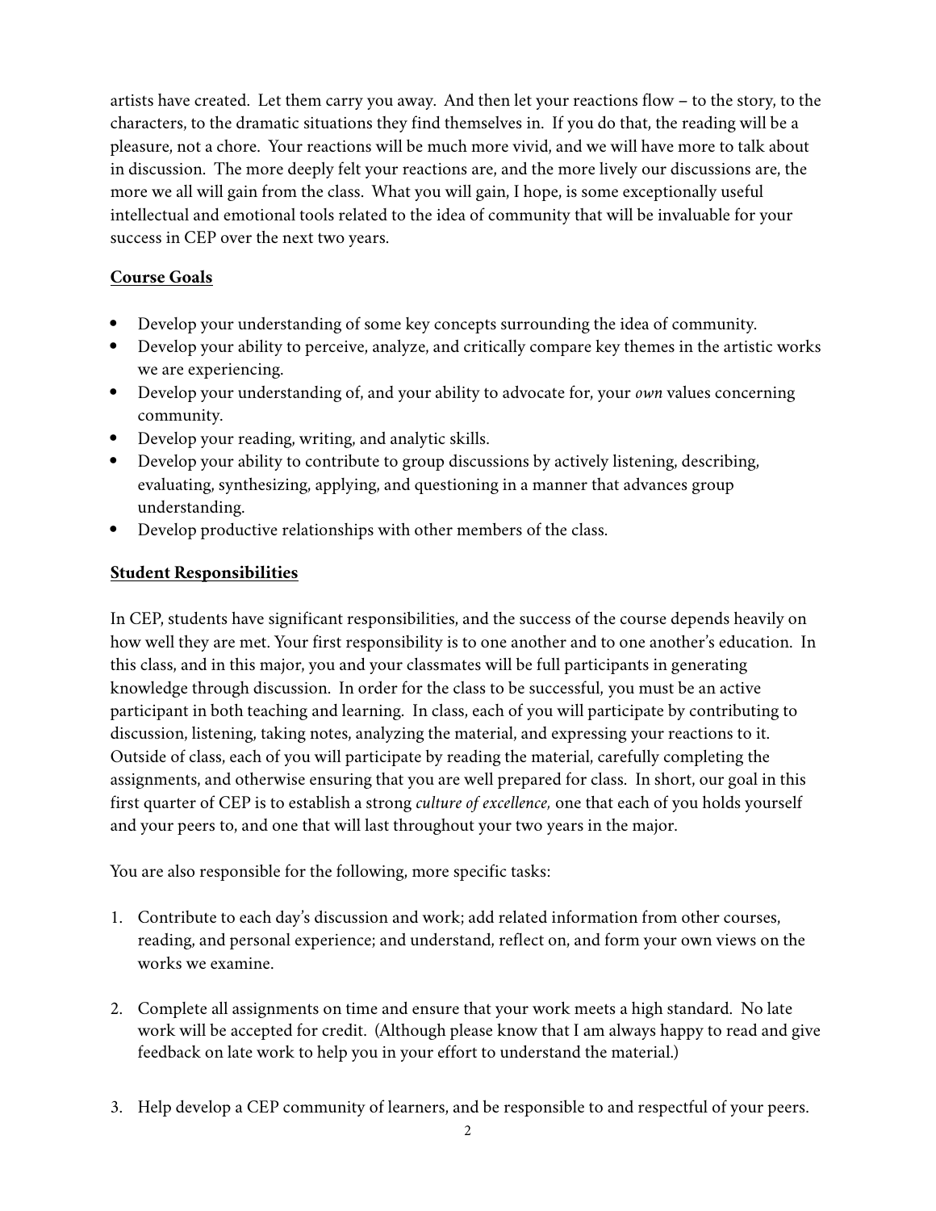artists have created. Let them carry you away. And then let your reactions flow – to the story, to the characters, to the dramatic situations they find themselves in. If you do that, the reading will be a pleasure, not a chore. Your reactions will be much more vivid, and we will have more to talk about in discussion. The more deeply felt your reactions are, and the more lively our discussions are, the more we all will gain from the class. What you will gain, I hope, is some exceptionally useful intellectual and emotional tools related to the idea of community that will be invaluable for your success in CEP over the next two years.

## **Course Goals**

- Develop your understanding of some key concepts surrounding the idea of community.
- Develop your ability to perceive, analyze, and critically compare key themes in the artistic works we are experiencing.
- Develop your understanding of, and your ability to advocate for, your *own* values concerning community.
- Develop your reading, writing, and analytic skills.
- Develop your ability to contribute to group discussions by actively listening, describing, evaluating, synthesizing, applying, and questioning in a manner that advances group understanding.
- Develop productive relationships with other members of the class.

## **Student Responsibilities**

In CEP, students have significant responsibilities, and the success of the course depends heavily on how well they are met. Your first responsibility is to one another and to one another's education. In this class, and in this major, you and your classmates will be full participants in generating knowledge through discussion. In order for the class to be successful, you must be an active participant in both teaching and learning. In class, each of you will participate by contributing to discussion, listening, taking notes, analyzing the material, and expressing your reactions to it. Outside of class, each of you will participate by reading the material, carefully completing the assignments, and otherwise ensuring that you are well prepared for class. In short, our goal in this first quarter of CEP is to establish a strong *culture of excellence,* one that each of you holds yourself and your peers to, and one that will last throughout your two years in the major.

You are also responsible for the following, more specific tasks:

1. Contribute to each day's discussion and work; add related information from other courses, reading, and personal experience; and understand, reflect on, and form your own views on the works we examine.

2. Complete all assignments on time and ensure that your work meets a high standard. No late work will be accepted for credit. (Although please know that I am always happy to read and give feedback on late work to help you in your effort to understand the material.)

3. Help develop a CEP community of learners, and be responsible to and respectful of your peers.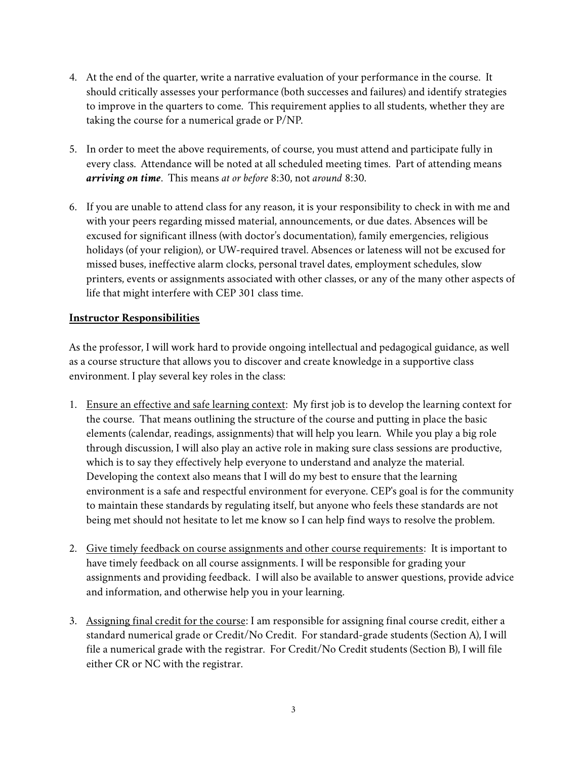4. At the end of the quarter, write a narrative evaluation of your performance in the course. It should critically assesses your performance (both successes and failures) and identify strategies to improve in the quarters to come. This requirement applies to all students, whether they are taking the course for a numerical grade or P/NP.

5. In order to meet the above requirements, of course, you must attend and participate fully in every class. Attendance will be noted at all scheduled meeting times. Part of attending means ***arriving on time***. This means *at or before* 8:30, not *around* 8:30.

6. If you are unable to attend class for any reason, it is your responsibility to check in with me and with your peers regarding missed material, announcements, or due dates. Absences will be excused for significant illness (with doctor's documentation), family emergencies, religious holidays (of your religion), or UW-required travel. Absences or lateness will not be excused for missed buses, ineffective alarm clocks, personal travel dates, employment schedules, slow printers, events or assignments associated with other classes, or any of the many other aspects of life that might interfere with CEP 301 class time.

## Instructor Responsibilities

As the professor, I will work hard to provide ongoing intellectual and pedagogical guidance, as well as a course structure that allows you to discover and create knowledge in a supportive class environment. I play several key roles in the class:

1. <u>Ensure an effective and safe learning context</u>: My first job is to develop the learning context for the course. That means outlining the structure of the course and putting in place the basic elements (calendar, readings, assignments) that will help you learn. While you play a big role through discussion, I will also play an active role in making sure class sessions are productive, which is to say they effectively help everyone to understand and analyze the material. Developing the context also means that I will do my best to ensure that the learning environment is a safe and respectful environment for everyone. CEP's goal is for the community to maintain these standards by regulating itself, but anyone who feels these standards are not being met should not hesitate to let me know so I can help find ways to resolve the problem.

2. <u>Give timely feedback on course assignments and other course requirements</u>: It is important to have timely feedback on all course assignments. I will be responsible for grading your assignments and providing feedback. I will also be available to answer questions, provide advice and information, and otherwise help you in your learning.

3. <u>Assigning final credit for the course</u>: I am responsible for assigning final course credit, either a standard numerical grade or Credit/No Credit. For standard-grade students (Section A), I will file a numerical grade with the registrar. For Credit/No Credit students (Section B), I will file either CR or NC with the registrar.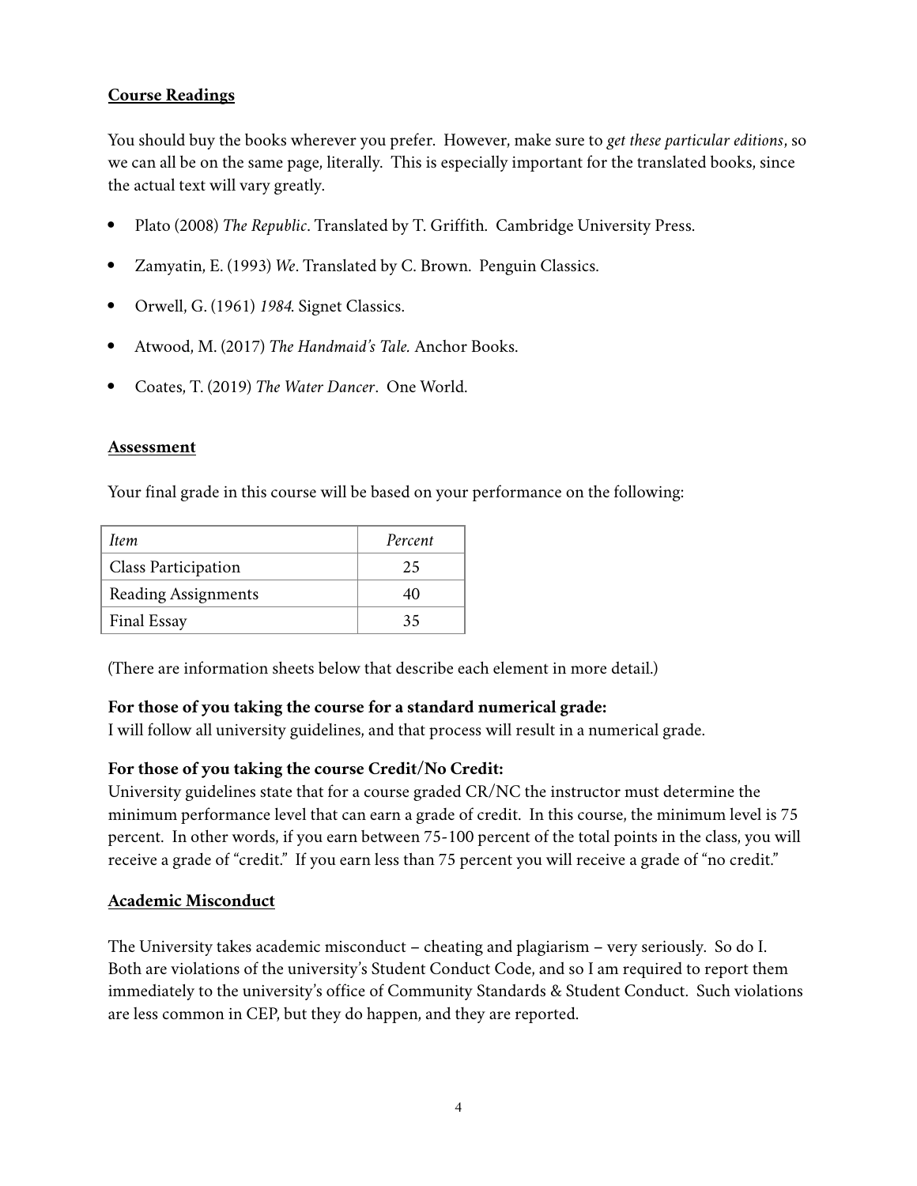## Course Readings

You should buy the books wherever you prefer. However, make sure to *get these particular editions*, so we can all be on the same page, literally. This is especially important for the translated books, since the actual text will vary greatly.

- Plato (2008) *The Republic*. Translated by T. Griffith. Cambridge University Press.
- Zamyatin, E. (1993) *We*. Translated by C. Brown. Penguin Classics.
- Orwell, G. (1961) *1984*. Signet Classics.
- Atwood, M. (2017) *The Handmaid's Tale.* Anchor Books.
- Coates, T. (2019) *The Water Dancer*. One World.

## Assessment

Your final grade in this course will be based on your performance on the following:

| *Item* | *Percent* |
| --- | --- |
| Class Participation | 25 |
| Reading Assignments | 40 |
| Final Essay | 35 |

(There are information sheets below that describe each element in more detail.)

**For those of you taking the course for a standard numerical grade:**
I will follow all university guidelines, and that process will result in a numerical grade.

**For those of you taking the course Credit/No Credit:**
University guidelines state that for a course graded CR/NC the instructor must determine the minimum performance level that can earn a grade of credit. In this course, the minimum level is 75 percent. In other words, if you earn between 75-100 percent of the total points in the class, you will receive a grade of "credit." If you earn less than 75 percent you will receive a grade of "no credit."

## Academic Misconduct

The University takes academic misconduct – cheating and plagiarism – very seriously. So do I. Both are violations of the university's Student Conduct Code, and so I am required to report them immediately to the university's office of Community Standards & Student Conduct. Such violations are less common in CEP, but they do happen, and they are reported.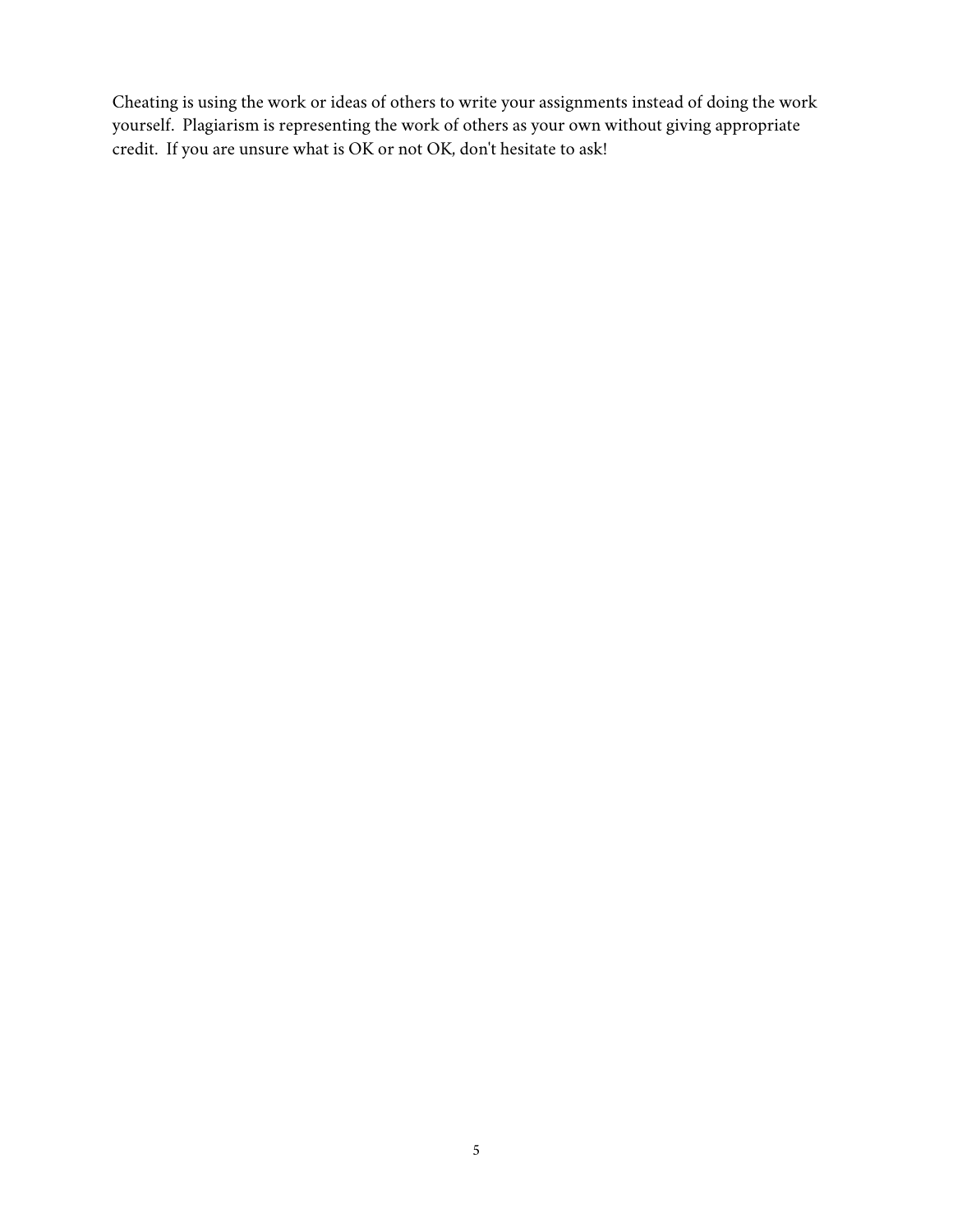Cheating is using the work or ideas of others to write your assignments instead of doing the work yourself. Plagiarism is representing the work of others as your own without giving appropriate credit. If you are unsure what is OK or not OK, don't hesitate to ask!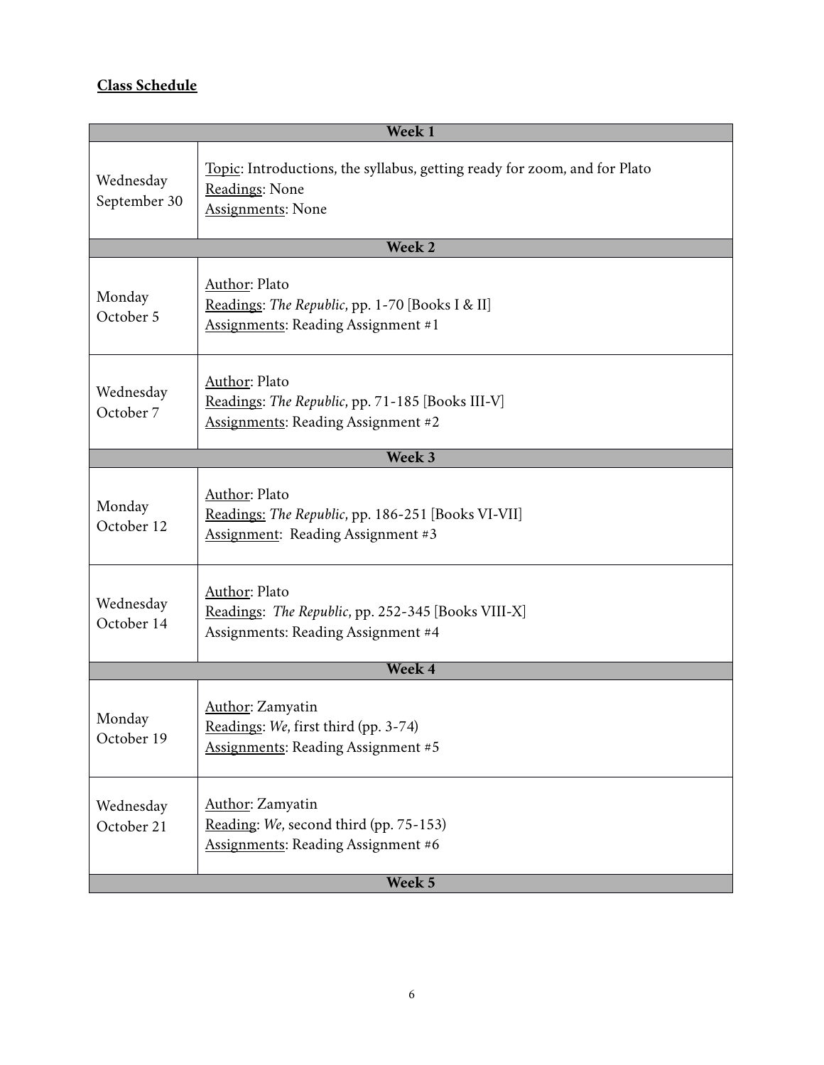**Class Schedule**

| Week 1 | |
|---|---|
| Wednesday September 30 | Topic: Introductions, the syllabus, getting ready for zoom, and for Plato<br>Readings: None<br>Assignments: None |
| **Week 2** | |
| Monday October 5 | Author: Plato<br>Readings: *The Republic*, pp. 1-70 [Books I & II]<br>Assignments: Reading Assignment #1 |
| Wednesday October 7 | Author: Plato<br>Readings: *The Republic*, pp. 71-185 [Books III-V]<br>Assignments: Reading Assignment #2 |
| **Week 3** | |
| Monday October 12 | Author: Plato<br>Readings: *The Republic*, pp. 186-251 [Books VI-VII]<br>Assignment: Reading Assignment #3 |
| Wednesday October 14 | Author: Plato<br>Readings: *The Republic*, pp. 252-345 [Books VIII-X]<br>Assignments: Reading Assignment #4 |
| **Week 4** | |
| Monday October 19 | Author: Zamyatin<br>Readings: *We*, first third (pp. 3-74)<br>Assignments: Reading Assignment #5 |
| Wednesday October 21 | Author: Zamyatin<br>Reading: *We*, second third (pp. 75-153)<br>Assignments: Reading Assignment #6 |
| **Week 5** | |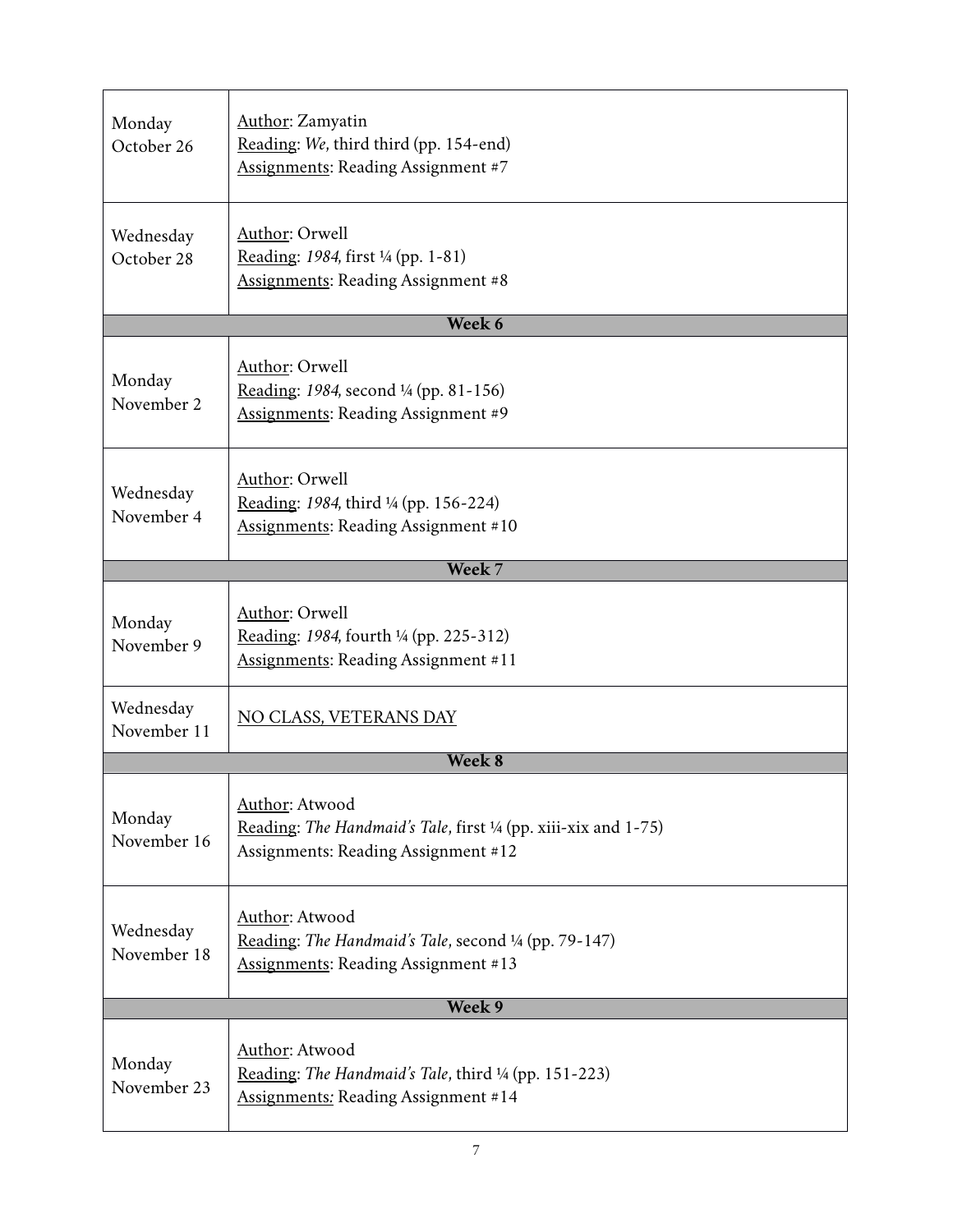| | |
|---|---|
| Monday October 26 | Author: Zamyatin<br>Reading: *We*, third third (pp. 154-end)<br>Assignments: Reading Assignment #7 |
| Wednesday October 28 | Author: Orwell<br>Reading: *1984*, first ¼ (pp. 1-81)<br>Assignments: Reading Assignment #8 |
| **Week 6** | |
| Monday November 2 | Author: Orwell<br>Reading: *1984*, second ¼ (pp. 81-156)<br>Assignments: Reading Assignment #9 |
| Wednesday November 4 | Author: Orwell<br>Reading: *1984*, third ¼ (pp. 156-224)<br>Assignments: Reading Assignment #10 |
| **Week 7** | |
| Monday November 9 | Author: Orwell<br>Reading: *1984*, fourth ¼ (pp. 225-312)<br>Assignments: Reading Assignment #11 |
| Wednesday November 11 | NO CLASS, VETERANS DAY |
| **Week 8** | |
| Monday November 16 | Author: Atwood<br>Reading: *The Handmaid's Tale*, first ¼ (pp. xiii-xix and 1-75)<br>Assignments: Reading Assignment #12 |
| Wednesday November 18 | Author: Atwood<br>Reading: *The Handmaid's Tale*, second ¼ (pp. 79-147)<br>Assignments: Reading Assignment #13 |
| **Week 9** | |
| Monday November 23 | Author: Atwood<br>Reading: *The Handmaid's Tale*, third ¼ (pp. 151-223)<br>Assignments: Reading Assignment #14 |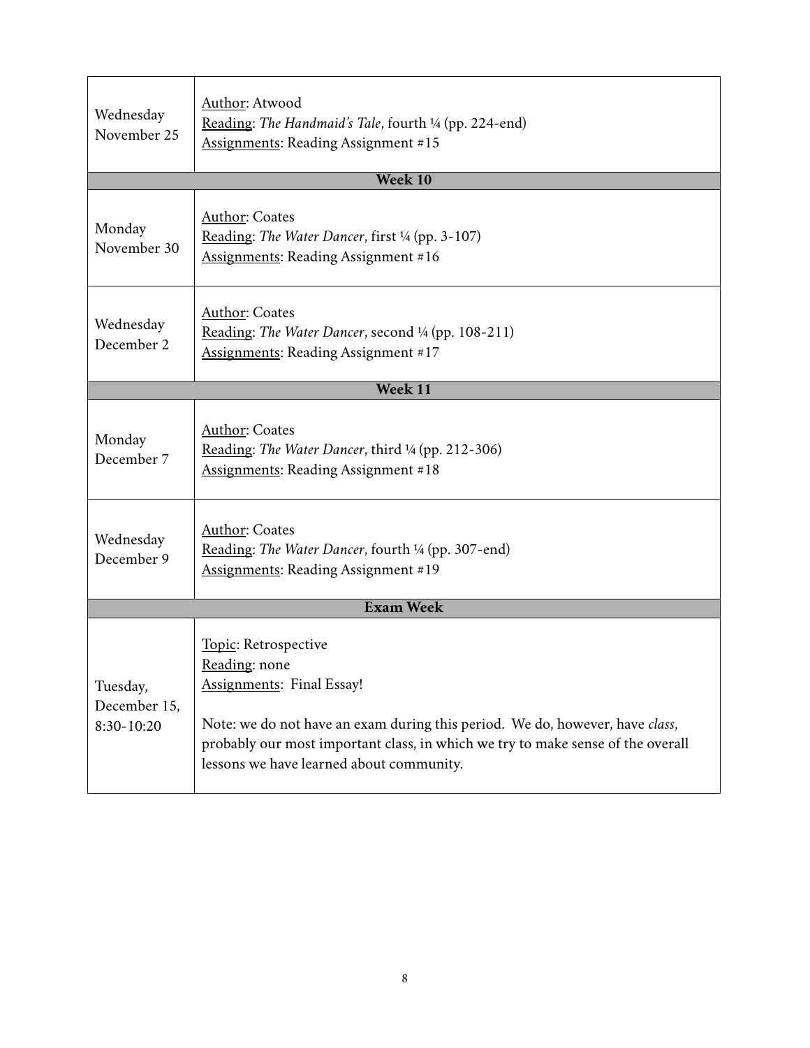| | |
|---|---|
| Wednesday November 25 | Author: Atwood<br>Reading: *The Handmaid's Tale*, fourth ¼ (pp. 224-end)<br>Assignments: Reading Assignment #15 |
| **Week 10** | |
| Monday November 30 | Author: Coates<br>Reading: *The Water Dancer*, first ¼ (pp. 3-107)<br>Assignments: Reading Assignment #16 |
| Wednesday December 2 | Author: Coates<br>Reading: *The Water Dancer*, second ¼ (pp. 108-211)<br>Assignments: Reading Assignment #17 |
| **Week 11** | |
| Monday December 7 | Author: Coates<br>Reading: *The Water Dancer*, third ¼ (pp. 212-306)<br>Assignments: Reading Assignment #18 |
| Wednesday December 9 | Author: Coates<br>Reading: *The Water Dancer*, fourth ¼ (pp. 307-end)<br>Assignments: Reading Assignment #19 |
| **Exam Week** | |
| Tuesday, December 15, 8:30-10:20 | Topic: Retrospective<br>Reading: none<br>Assignments: Final Essay!<br><br>Note: we do not have an exam during this period. We do, however, have *class*, probably our most important class, in which we try to make sense of the overall lessons we have learned about community. |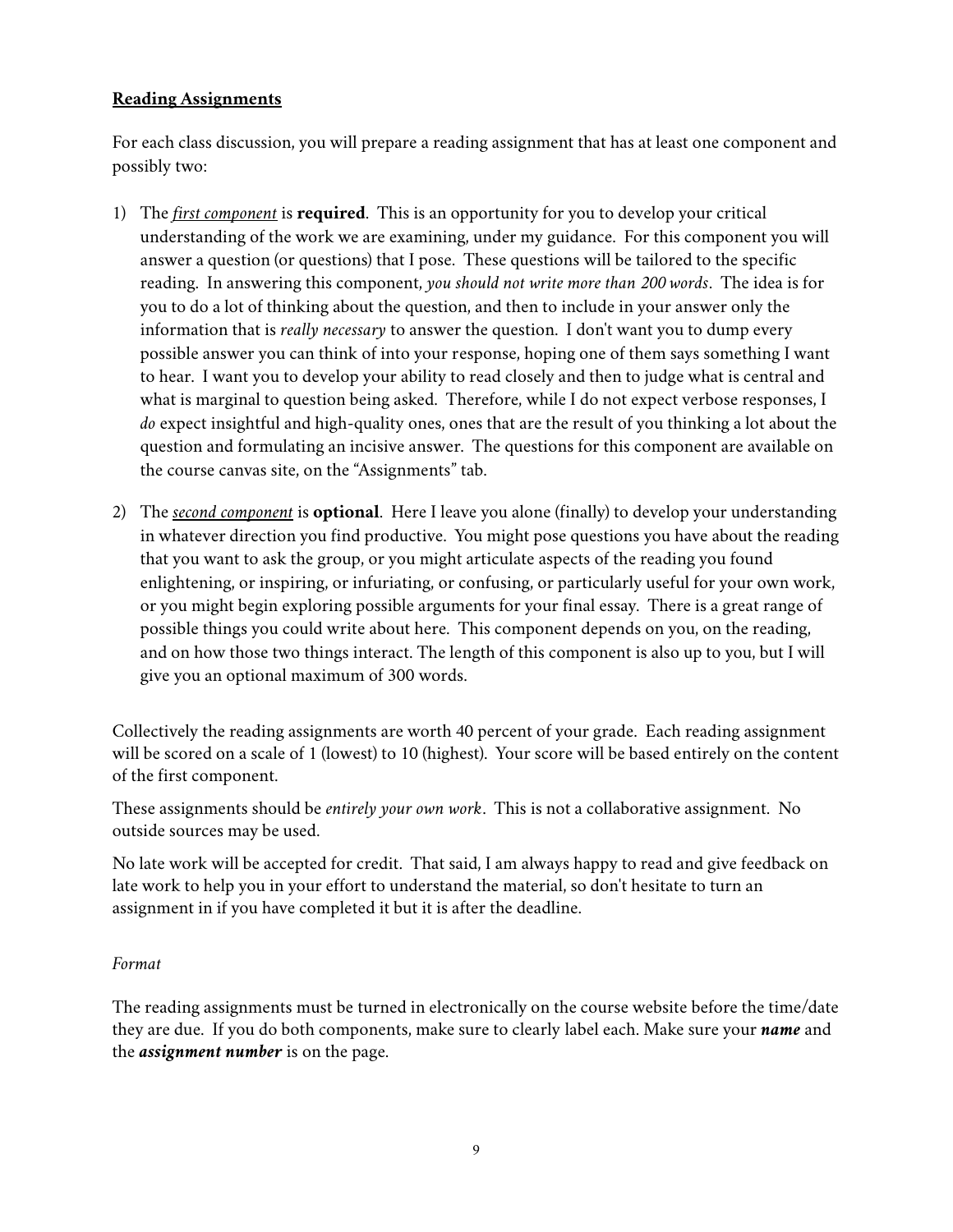## **Reading Assignments**

For each class discussion, you will prepare a reading assignment that has at least one component and possibly two:

1) The ***first component*** is **required**. This is an opportunity for you to develop your critical understanding of the work we are examining, under my guidance. For this component you will answer a question (or questions) that I pose. These questions will be tailored to the specific reading. In answering this component, *you should not write more than 200 words*. The idea is for you to do a lot of thinking about the question, and then to include in your answer only the information that is *really necessary* to answer the question. I don't want you to dump every possible answer you can think of into your response, hoping one of them says something I want to hear. I want you to develop your ability to read closely and then to judge what is central and what is marginal to question being asked. Therefore, while I do not expect verbose responses, I *do* expect insightful and high-quality ones, ones that are the result of you thinking a lot about the question and formulating an incisive answer. The questions for this component are available on the course canvas site, on the "Assignments" tab.

2) The ***second component*** is **optional**. Here I leave you alone (finally) to develop your understanding in whatever direction you find productive. You might pose questions you have about the reading that you want to ask the group, or you might articulate aspects of the reading you found enlightening, or inspiring, or infuriating, or confusing, or particularly useful for your own work, or you might begin exploring possible arguments for your final essay. There is a great range of possible things you could write about here. This component depends on you, on the reading, and on how those two things interact. The length of this component is also up to you, but I will give you an optional maximum of 300 words.

Collectively the reading assignments are worth 40 percent of your grade. Each reading assignment will be scored on a scale of 1 (lowest) to 10 (highest). Your score will be based entirely on the content of the first component.

These assignments should be *entirely your own work*. This is not a collaborative assignment. No outside sources may be used.

No late work will be accepted for credit. That said, I am always happy to read and give feedback on late work to help you in your effort to understand the material, so don't hesitate to turn an assignment in if you have completed it but it is after the deadline.

*Format*

The reading assignments must be turned in electronically on the course website before the time/date they are due. If you do both components, make sure to clearly label each. Make sure your ***name*** and the ***assignment number*** is on the page.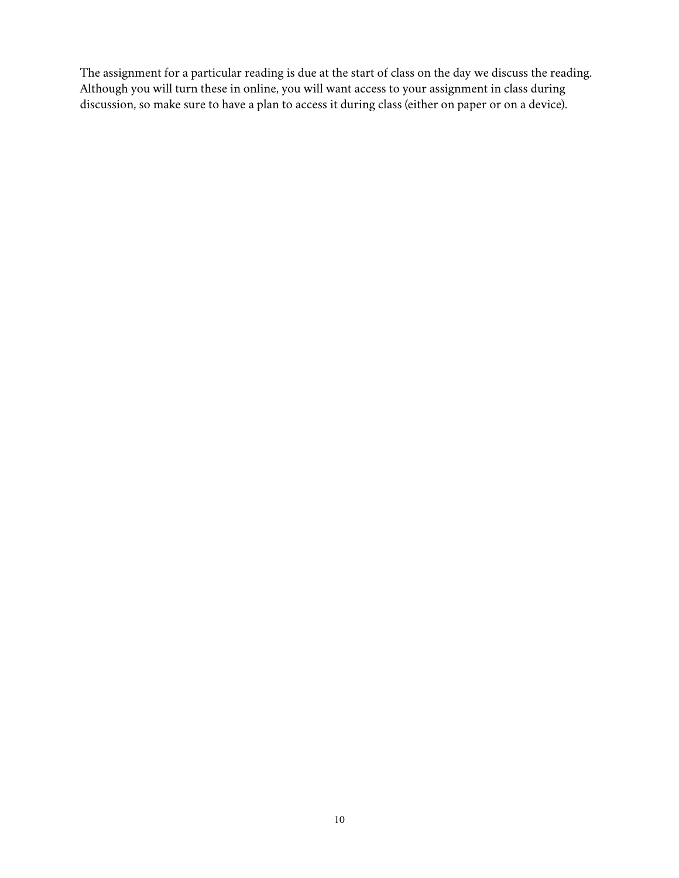The assignment for a particular reading is due at the start of class on the day we discuss the reading. Although you will turn these in online, you will want access to your assignment in class during discussion, so make sure to have a plan to access it during class (either on paper or on a device).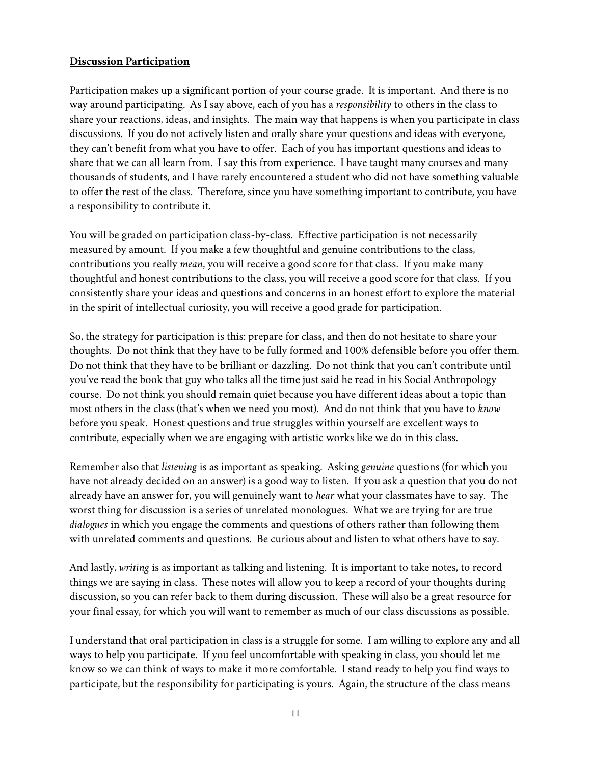**Discussion Participation**

Participation makes up a significant portion of your course grade. It is important. And there is no way around participating. As I say above, each of you has a *responsibility* to others in the class to share your reactions, ideas, and insights. The main way that happens is when you participate in class discussions. If you do not actively listen and orally share your questions and ideas with everyone, they can't benefit from what you have to offer. Each of you has important questions and ideas to share that we can all learn from. I say this from experience. I have taught many courses and many thousands of students, and I have rarely encountered a student who did not have something valuable to offer the rest of the class. Therefore, since you have something important to contribute, you have a responsibility to contribute it.

You will be graded on participation class-by-class. Effective participation is not necessarily measured by amount. If you make a few thoughtful and genuine contributions to the class, contributions you really *mean*, you will receive a good score for that class. If you make many thoughtful and honest contributions to the class, you will receive a good score for that class. If you consistently share your ideas and questions and concerns in an honest effort to explore the material in the spirit of intellectual curiosity, you will receive a good grade for participation.

So, the strategy for participation is this: prepare for class, and then do not hesitate to share your thoughts. Do not think that they have to be fully formed and 100% defensible before you offer them. Do not think that they have to be brilliant or dazzling. Do not think that you can't contribute until you've read the book that guy who talks all the time just said he read in his Social Anthropology course. Do not think you should remain quiet because you have different ideas about a topic than most others in the class (that's when we need you most). And do not think that you have to *know* before you speak. Honest questions and true struggles within yourself are excellent ways to contribute, especially when we are engaging with artistic works like we do in this class.

Remember also that *listening* is as important as speaking. Asking *genuine* questions (for which you have not already decided on an answer) is a good way to listen. If you ask a question that you do not already have an answer for, you will genuinely want to *hear* what your classmates have to say. The worst thing for discussion is a series of unrelated monologues. What we are trying for are true *dialogues* in which you engage the comments and questions of others rather than following them with unrelated comments and questions. Be curious about and listen to what others have to say.

And lastly, *writing* is as important as talking and listening. It is important to take notes, to record things we are saying in class. These notes will allow you to keep a record of your thoughts during discussion, so you can refer back to them during discussion. These will also be a great resource for your final essay, for which you will want to remember as much of our class discussions as possible.

I understand that oral participation in class is a struggle for some. I am willing to explore any and all ways to help you participate. If you feel uncomfortable with speaking in class, you should let me know so we can think of ways to make it more comfortable. I stand ready to help you find ways to participate, but the responsibility for participating is yours. Again, the structure of the class means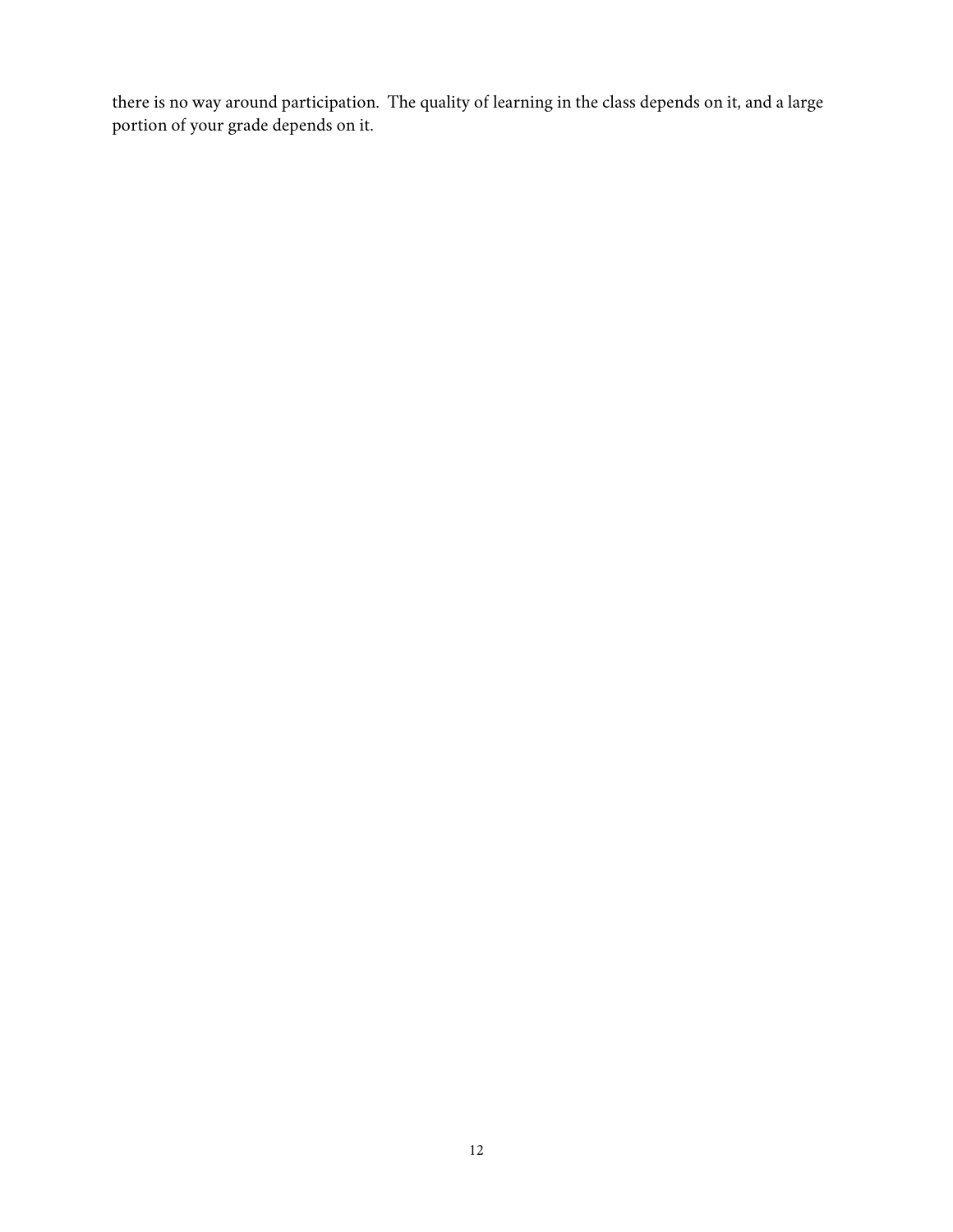there is no way around participation. The quality of learning in the class depends on it, and a large portion of your grade depends on it.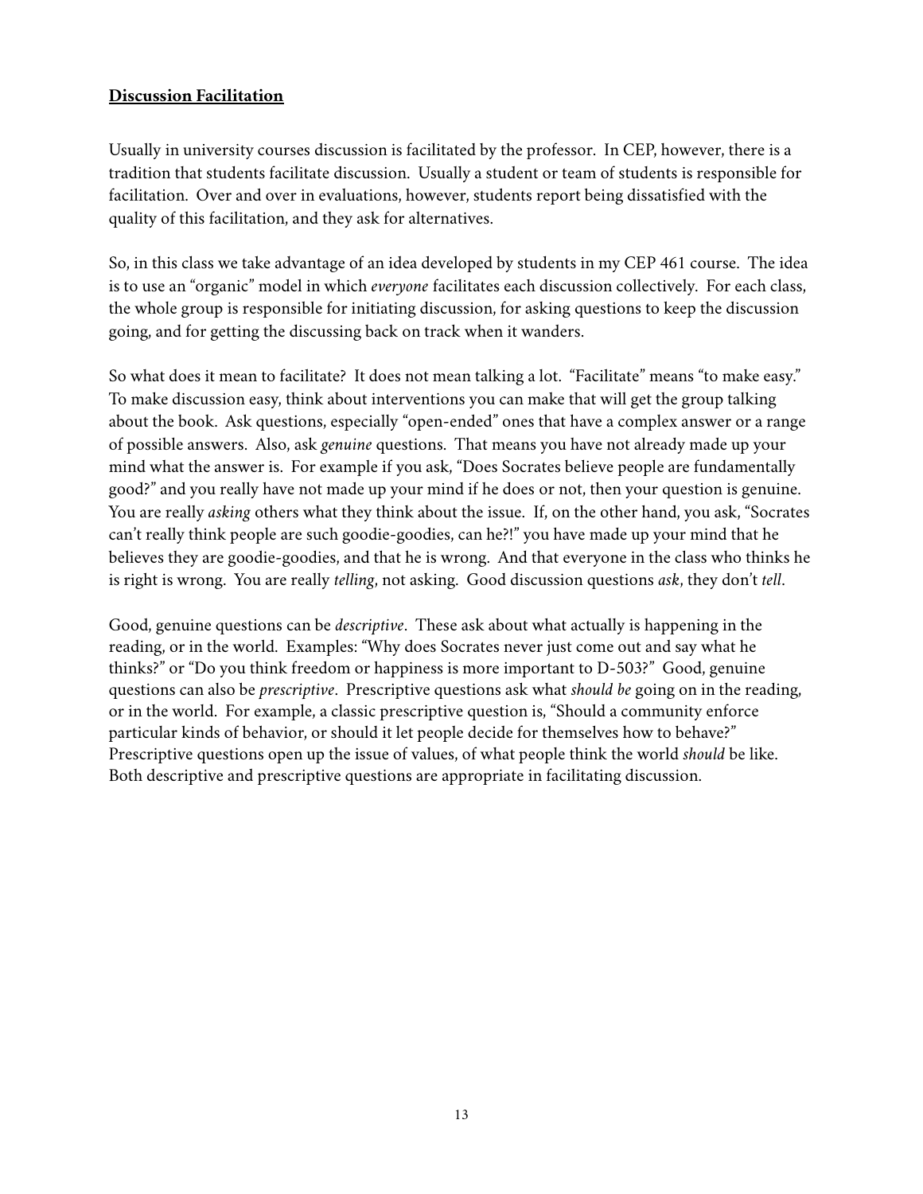**Discussion Facilitation**

Usually in university courses discussion is facilitated by the professor. In CEP, however, there is a tradition that students facilitate discussion. Usually a student or team of students is responsible for facilitation. Over and over in evaluations, however, students report being dissatisfied with the quality of this facilitation, and they ask for alternatives.

So, in this class we take advantage of an idea developed by students in my CEP 461 course. The idea is to use an "organic" model in which *everyone* facilitates each discussion collectively. For each class, the whole group is responsible for initiating discussion, for asking questions to keep the discussion going, and for getting the discussing back on track when it wanders.

So what does it mean to facilitate? It does not mean talking a lot. "Facilitate" means "to make easy." To make discussion easy, think about interventions you can make that will get the group talking about the book. Ask questions, especially "open-ended" ones that have a complex answer or a range of possible answers. Also, ask *genuine* questions. That means you have not already made up your mind what the answer is. For example if you ask, "Does Socrates believe people are fundamentally good?" and you really have not made up your mind if he does or not, then your question is genuine. You are really *asking* others what they think about the issue. If, on the other hand, you ask, "Socrates can't really think people are such goodie-goodies, can he?!" you have made up your mind that he believes they are goodie-goodies, and that he is wrong. And that everyone in the class who thinks he is right is wrong. You are really *telling*, not asking. Good discussion questions *ask*, they don't *tell*.

Good, genuine questions can be *descriptive*. These ask about what actually is happening in the reading, or in the world. Examples: "Why does Socrates never just come out and say what he thinks?" or "Do you think freedom or happiness is more important to D-503?" Good, genuine questions can also be *prescriptive*. Prescriptive questions ask what *should be* going on in the reading, or in the world. For example, a classic prescriptive question is, "Should a community enforce particular kinds of behavior, or should it let people decide for themselves how to behave?" Prescriptive questions open up the issue of values, of what people think the world *should* be like. Both descriptive and prescriptive questions are appropriate in facilitating discussion.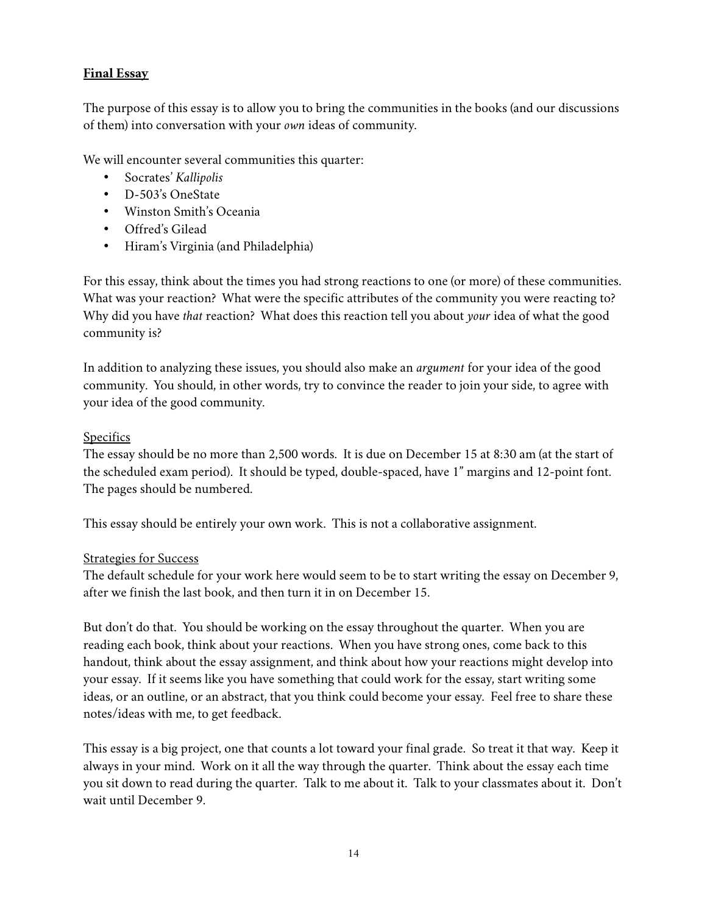## **Final Essay**

The purpose of this essay is to allow you to bring the communities in the books (and our discussions of them) into conversation with your *own* ideas of community.

We will encounter several communities this quarter:

- Socrates' *Kallipolis*
- D-503's OneState
- Winston Smith's Oceania
- Offred's Gilead
- Hiram's Virginia (and Philadelphia)

For this essay, think about the times you had strong reactions to one (or more) of these communities. What was your reaction? What were the specific attributes of the community you were reacting to? Why did you have *that* reaction? What does this reaction tell you about *your* idea of what the good community is?

In addition to analyzing these issues, you should also make an *argument* for your idea of the good community. You should, in other words, try to convince the reader to join your side, to agree with your idea of the good community.

### Specifics

The essay should be no more than 2,500 words. It is due on December 15 at 8:30 am (at the start of the scheduled exam period). It should be typed, double-spaced, have 1" margins and 12-point font. The pages should be numbered.

This essay should be entirely your own work. This is not a collaborative assignment.

### Strategies for Success

The default schedule for your work here would seem to be to start writing the essay on December 9, after we finish the last book, and then turn it in on December 15.

But don't do that. You should be working on the essay throughout the quarter. When you are reading each book, think about your reactions. When you have strong ones, come back to this handout, think about the essay assignment, and think about how your reactions might develop into your essay. If it seems like you have something that could work for the essay, start writing some ideas, or an outline, or an abstract, that you think could become your essay. Feel free to share these notes/ideas with me, to get feedback.

This essay is a big project, one that counts a lot toward your final grade. So treat it that way. Keep it always in your mind. Work on it all the way through the quarter. Think about the essay each time you sit down to read during the quarter. Talk to me about it. Talk to your classmates about it. Don't wait until December 9.